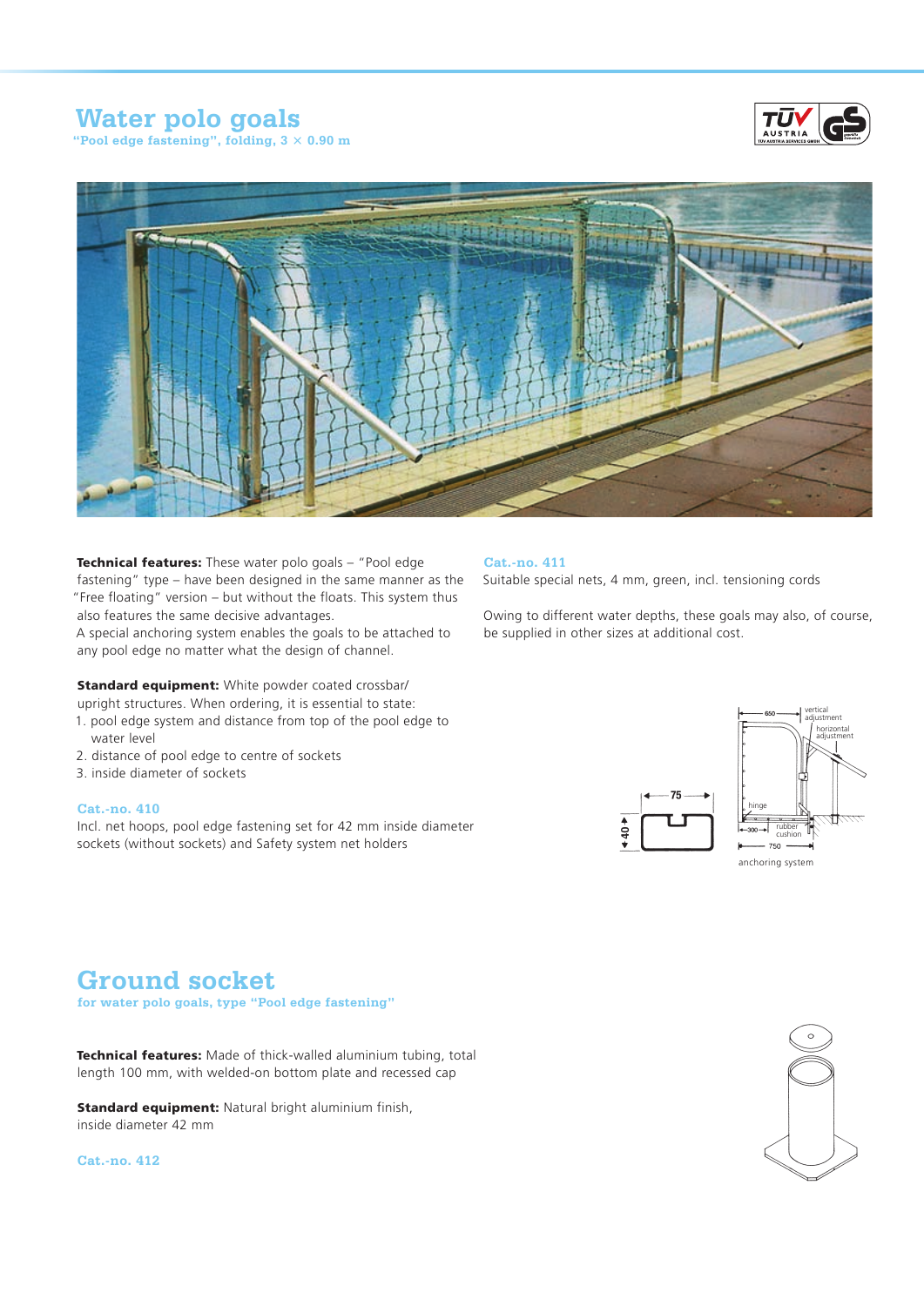# Water polo goals

**"Pool edge fastening", folding, 3 × 0.90 m**

**Technical features:** These water polo goals – "Pool edge fastening" type – have designed in the same manner as the "Free floating" version – but without the floats. This system thus also features the same decisive advantages.
A special anchoring system enables the goals to be attached to any pool edge no matter what the design of channel.

**Standard equipment:** White powder coated crossbar/upright structures. When ordering, it is essential to state:

1. pool edge system and distance from top of the pool edge to water level
2. distance of pool edge to centre of sockets
3. inside diameter of sockets

**Cat.-no. 410**

Incl. net hoops, pool edge fastening set for 42 mm inside diameter sockets (without sockets) and Safety system net holders

**Cat.-no. 411**

Suitable special nets, 4 mm, green, incl. tensioning cords

Owing to different water depths, these goals may also, of course, be supplied in other sizes at additional cost.

anchoring system

# Ground socket

**for water polo goals, type "Pool edge fastening"**

**Technical features:** Made of thick-walled aluminium tubing, total length 100 mm, with welded-on bottom plate and recessed cap

**Standard equipment:** Natural bright aluminium finish, inside diameter 42 mm

**Cat.-no. 412**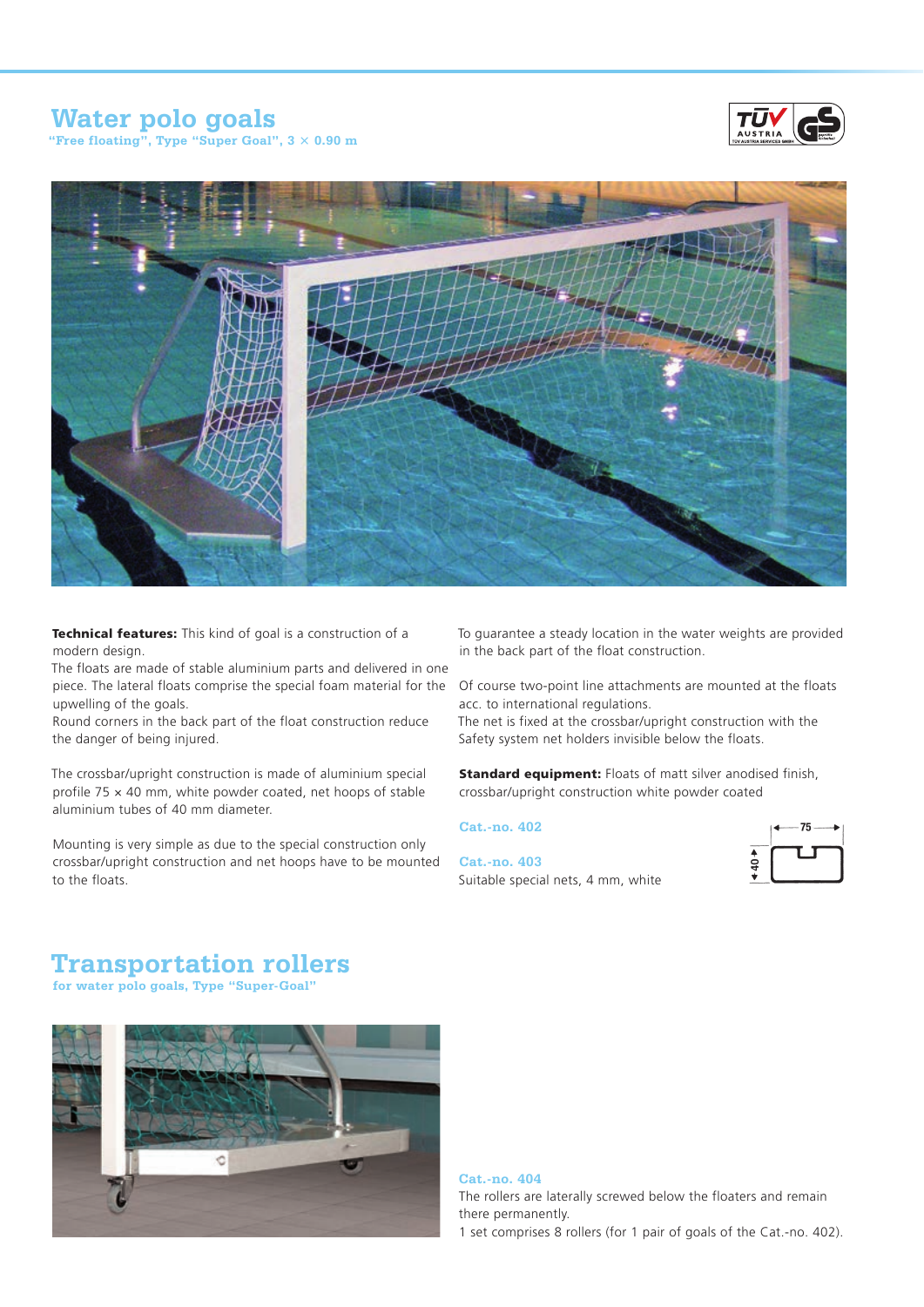# Water polo goals

**"Free floating", Type "Super Goal", 3 × 0.90 m**

**Technical features:** This kind of goal is a construction of a modern design.
The floats are made of stable aluminium parts and delivered in one piece. The lateral floats comprise the special foam material for the upwelling of the goals.
Round corners in the back part of the float construction reduce the danger of being injured.

The crossbar/upright construction is made of aluminium special profile 75 × 40 mm, white powder coated, net hoops of stable aluminium tubes of 40 mm diameter.

Mounting is very simple as due to the special construction only crossbar/upright construction and net hoops have to be mounted to the floats.

To guarantee a steady location in the water weights are provided in the back part of the float construction.

Of course two-point line attachments are mounted at the floats acc. to international regulations.
The net is fixed at the crossbar/upright construction with the Safety system net holders invisible below the floats.

**Standard equipment:** Floats of matt silver anodised finish, crossbar/upright construction white powder coated

**Cat.-no. 402**

**Cat.-no. 403**
Suitable special nets, 4 mm, white

75

40

# Transportation rollers

**for water polo goals, Type "Super-Goal"**

**Cat.-no. 404**
The rollers are laterally screwed below the floaters and remain there permanently.
1 set comprises 8 rollers (for 1 pair of goals of the Cat.-no. 402).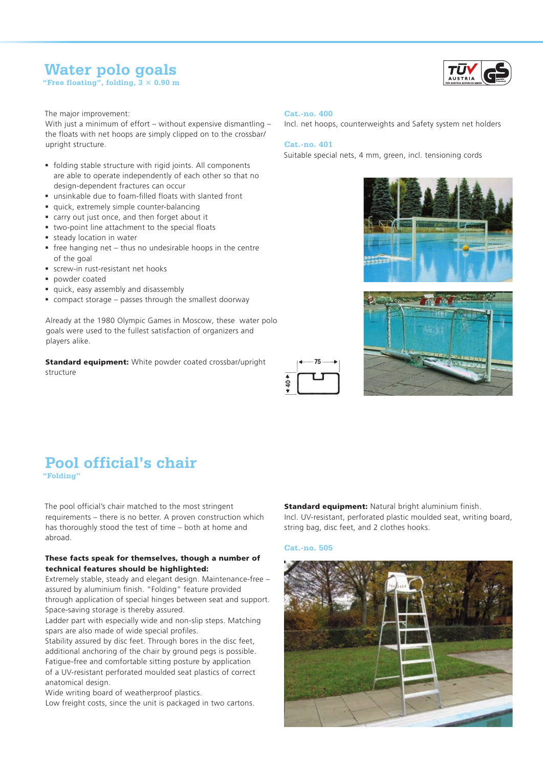# Water polo goals

**"Free floating", folding, 3 × 0.90 m**

The major improvement:
With just a minimum of effort – without expensive dismantling – the floats with net hoops are simply clipped on to the crossbar/ upright structure.

- folding stable structure with rigid joints. All components are able to operate independently of each other so that no design-dependent fractures can occur
- unsinkable due to foam-filled floats with slanted front
- quick, extremely simple counter-balancing
- carry out just once, and then forget about it
- two-point line attachment to the special floats
- steady location in water
- free hanging net – thus no undesirable hoops in the centre of the goal
- screw-in rust-resistant net hooks
- powder coated
- quick, easy assembly and disassembly
- compact storage – passes through the smallest doorway

Already at the 1980 Olympic Games in Moscow, these water polo goals were used to the fullest satisfaction of organizers and players alike.

**Standard equipment:** White powder coated crossbar/upright structure

**Cat.-no. 400**
Incl. net hoops, counterweights and Safety system net holders

**Cat.-no. 401**
Suitable special nets, 4 mm, green, incl. tensioning cords

75

40

# Pool official's chair

**"Folding"**

The pool official's chair matched to the most stringent requirements – there is no better. A proven construction which has thoroughly stood the test of time – both at home and abroad.

**These facts speak for themselves, though a number of technical features should be highlighted:**
Extremely stable, steady and elegant design. Maintenance-free – assured by aluminium finish. "Folding" feature provided through application of special hinges between seat and support. Space-saving storage is thereby assured.
Ladder part with especially wide and non-slip steps. Matching spars are also made of wide special profiles.
Stability assured by disc feet. Through bores in the disc feet, additional anchoring of the chair by ground pegs is possible.
Fatigue-free and comfortable sitting posture by application of a UV-resistant perforated moulded seat plastics of correct anatomical design.
Wide writing board of weatherproof plastics.
Low freight costs, since the unit is packaged in two cartons.

**Standard equipment:** Natural bright aluminium finish.
Incl. UV-resistant, perforated plastic moulded seat, writing board, string bag, disc feet, and 2 clothes hooks.

**Cat.-no. 505**